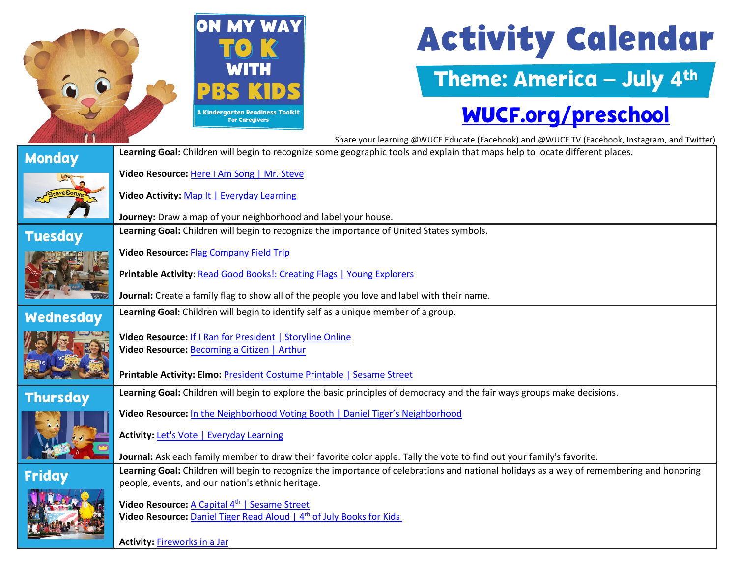ON MY WAY TO K WITH PBS KIDS

A Kindergarten Readiness Toolkit For Caregivers

# Activity Calendar

## Theme: America – July 4th

**WUCF.org/preschool**

Share your learning @WUCF Educate (Facebook) and @WUCF TV (Facebook, Instagram, and Twitter)

| Day | Activities |
|---|---|
| **Monday** | **Learning Goal:** Children will begin to recognize some geographic tools and explain that maps help to locate different places.<br><br>**Video Resource:** Here I Am Song \| Mr. Steve<br><br>**Video Activity:** Map It \| Everyday Learning<br><br>**Journey:** Draw a map of your neighborhood and label your house. |
| **Tuesday** | **Learning Goal:** Children will begin to recognize the importance of United States symbols.<br><br>**Video Resource:** Flag Company Field Trip<br><br>**Printable Activity**: Read Good Books!: Creating Flags \| Young Explorers<br><br>**Journal:** Create a family flag to show all of the people you love and label with their name. |
| **Wednesday** | **Learning Goal:** Children will begin to identify self as a unique member of a group.<br><br>**Video Resource:** If I Ran for President \| Storyline Online<br>**Video Resource:** Becoming a Citizen \| Arthur<br><br>**Printable Activity: Elmo:** President Costume Printable \| Sesame Street |
| **Thursday** | **Learning Goal:** Children will begin to explore the basic principles of democracy and the fair ways groups make decisions.<br><br>**Video Resource:** In the Neighborhood Voting Booth \| Daniel Tiger's Neighborhood<br><br>**Activity:** Let's Vote \| Everyday Learning<br><br>**Journal:** Ask each family member to draw their favorite color apple. Tally the vote to find out your family's favorite. |
| **Friday** | **Learning Goal:** Children will begin to recognize the importance of celebrations and national holidays as a way of remembering and honoring people, events, and our nation's ethnic heritage.<br><br>**Video Resource:** A Capital 4th \| Sesame Street<br>**Video Resource:** Daniel Tiger Read Aloud \| 4th of July Books for Kids<br><br>**Activity:** Fireworks in a Jar |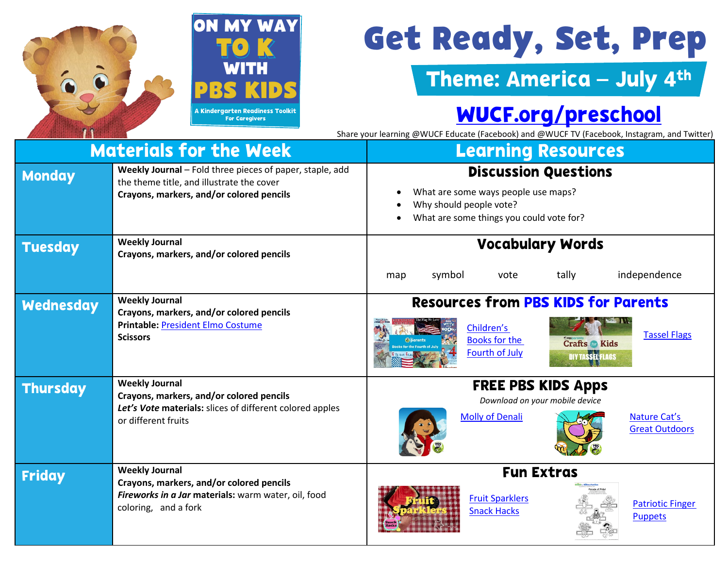ON MY WAY TO K WITH PBS KIDS

A Kindergarten Readiness Toolkit For Caregivers

# Get Ready, Set, Prep

## Theme: America – July 4th

## WUCF.org/preschool

Share your learning @WUCF Educate (Facebook) and @WUCF TV (Facebook, Instagram, and Twitter)

| Materials for the Week | | Learning Resources |
|---|---|---|
| **Monday** | **Weekly Journal** – Fold three pieces of paper, staple, add the theme title, and illustrate the cover<br>**Crayons, markers, and/or colored pencils** | **Discussion Questions**<br>• What are some ways people use maps?<br>• Why should people vote?<br>• What are some things you could vote for? |
| **Tuesday** | **Weekly Journal**<br>**Crayons, markers, and/or colored pencils** | **Vocabulary Words**<br>map symbol vote tally independence |
| **Wednesday** | **Weekly Journal**<br>**Crayons, markers, and/or colored pencils**<br>**Printable:** President Elmo Costume<br>**Scissors** | **Resources from PBS KIDS for Parents**<br>Children's Books for the Fourth of July<br>Tassel Flags |
| **Thursday** | **Weekly Journal**<br>**Crayons, markers, and/or colored pencils**<br>***Let's Vote* materials:** slices of different colored apples or different fruits | **FREE PBS KIDS Apps**<br>*Download on your mobile device*<br>Molly of Denali<br>Nature Cat's Great Outdoors |
| **Friday** | **Weekly Journal**<br>**Crayons, markers, and/or colored pencils**<br>***Fireworks in a Jar* materials:** warm water, oil, food coloring, and a fork | **Fun Extras**<br>Fruit Sparklers Snack Hacks<br>Patriotic Finger Puppets |